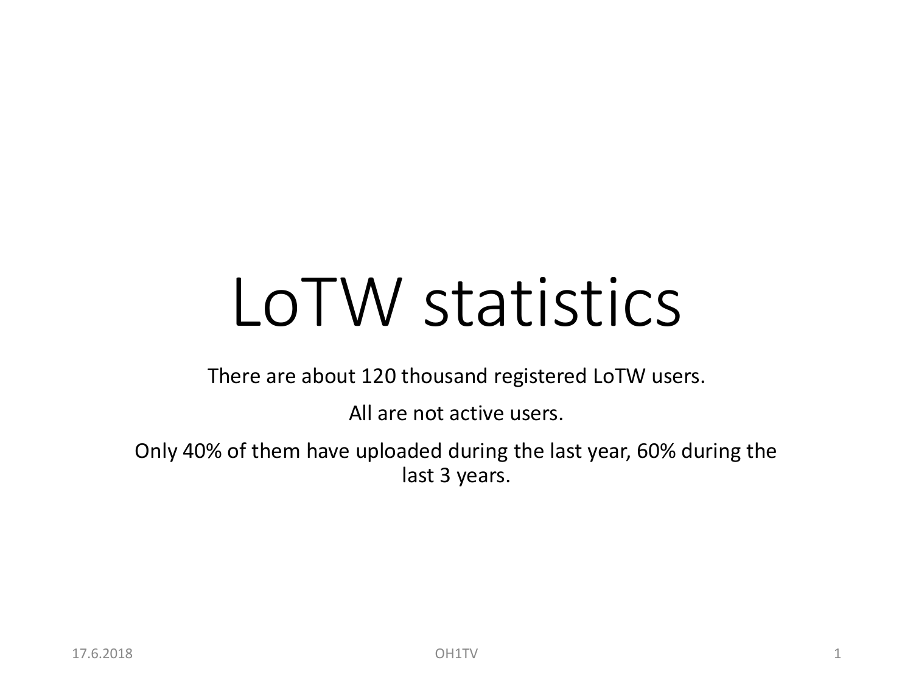# LoTW statistics

There are about 120 thousand registered LoTW users.

All are not active users.

Only 40% of them have uploaded during the last year, 60% during the last 3 years.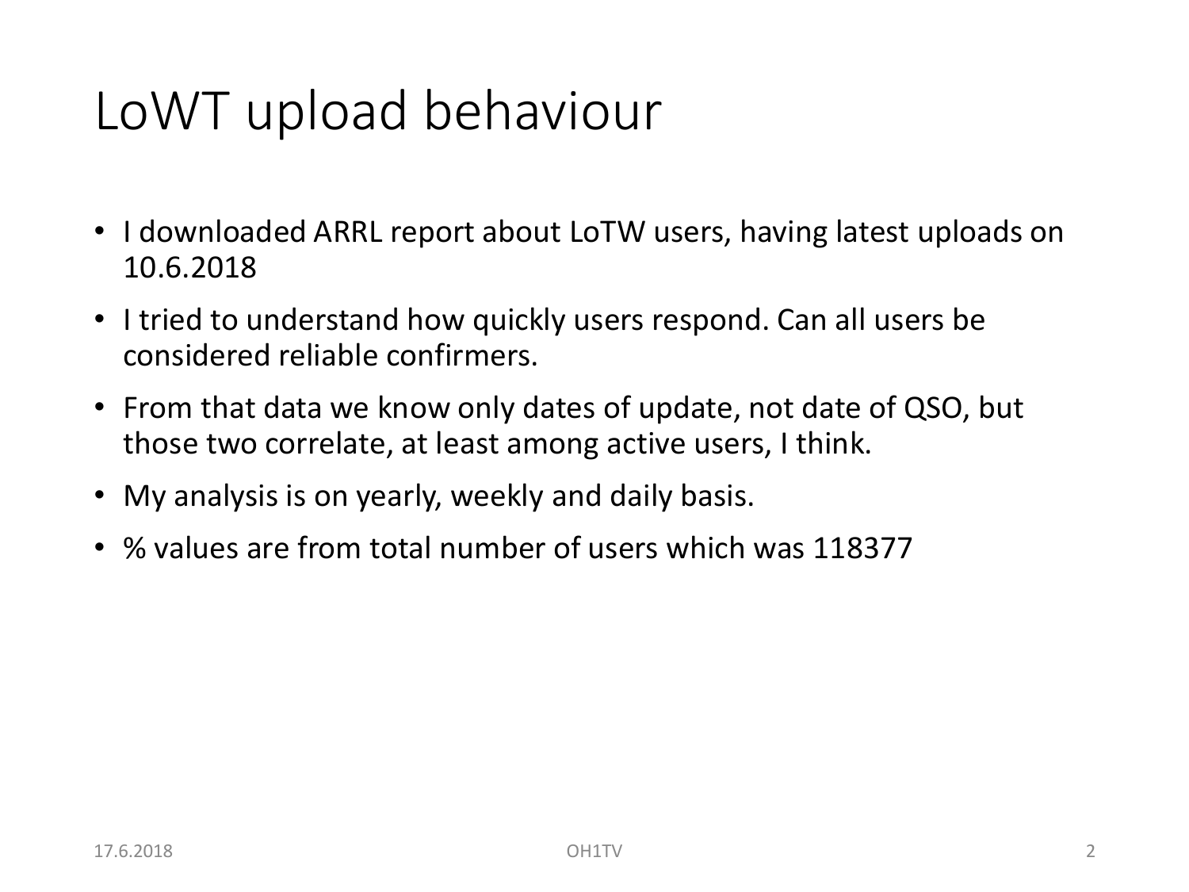# LoWT upload behaviour

- I downloaded ARRL report about LoTW users, having latest uploads on 10.6.2018
- I tried to understand how quickly users respond. Can all users be considered reliable confirmers.
- From that data we know only dates of update, not date of QSO, but those two correlate, at least among active users, I think.
- My analysis is on yearly, weekly and daily basis.
- % values are from total number of users which was 118377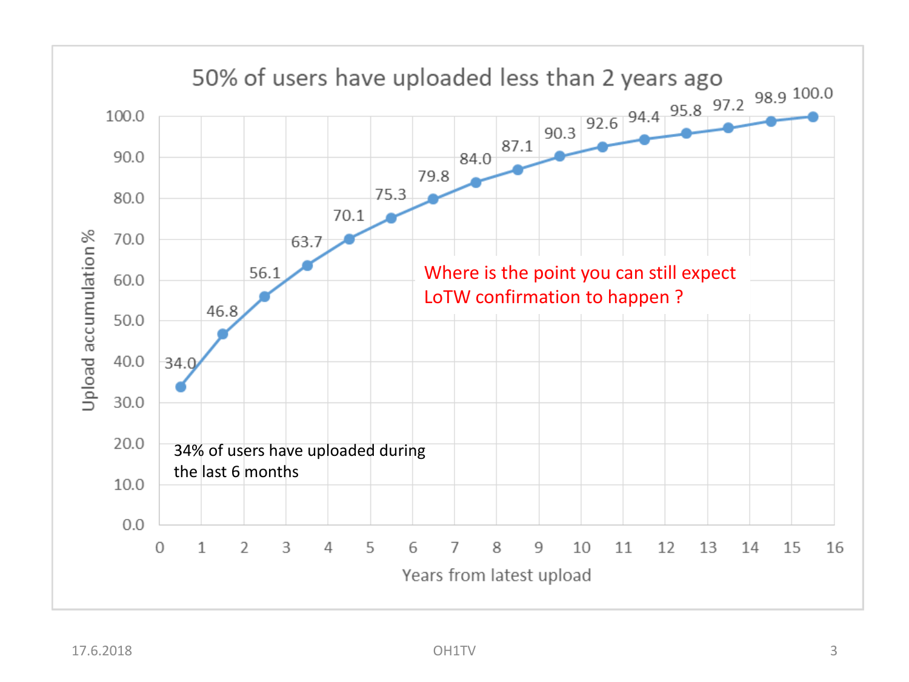# 50% of users have uploaded less than 2 years ago

| Years from latest upload | Upload accumulation % |
|---|---|
| 0.5 | 34.0 |
| 1.5 | 46.8 |
| 2.5 | 56.1 |
| 3.5 | 63.7 |
| 4.5 | 70.1 |
| 5.5 | 75.3 |
| 6.5 | 79.8 |
| 7.5 | 84.0 |
| 8.5 | 87.1 |
| 9.5 | 90.3 |
| 10.5 | 92.6 |
| 11.5 | 94.4 |
| 12.5 | 95.8 |
| 13.5 | 97.2 |
| 14.5 | 98.9 |
| 15.5 | 100.0 |

Where is the point you can still expect LoTW confirmation to happen ?

34% of users have uploaded during the last 6 months

17.6.2018 OH1TV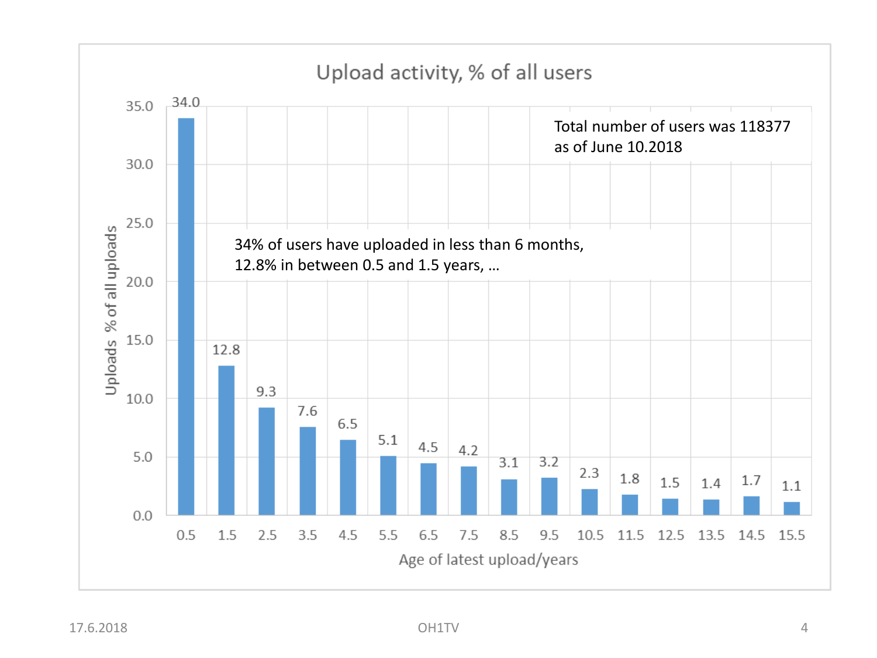# Upload activity, % of all users

Total number of users was 118377 as of June 10.2018

34% of users have uploaded in less than 6 months, 12.8% in between 0.5 and 1.5 years, …

| Age of latest upload/years | Uploads % of all uploads |
| --- | --- |
| 0.5 | 34.0 |
| 1.5 | 12.8 |
| 2.5 | 9.3 |
| 3.5 | 7.6 |
| 4.5 | 6.5 |
| 5.5 | 5.1 |
| 6.5 | 4.5 |
| 7.5 | 4.2 |
| 8.5 | 3.1 |
| 9.5 | 3.2 |
| 10.5 | 2.3 |
| 11.5 | 1.8 |
| 12.5 | 1.5 |
| 13.5 | 1.4 |
| 14.5 | 1.7 |
| 15.5 | 1.1 |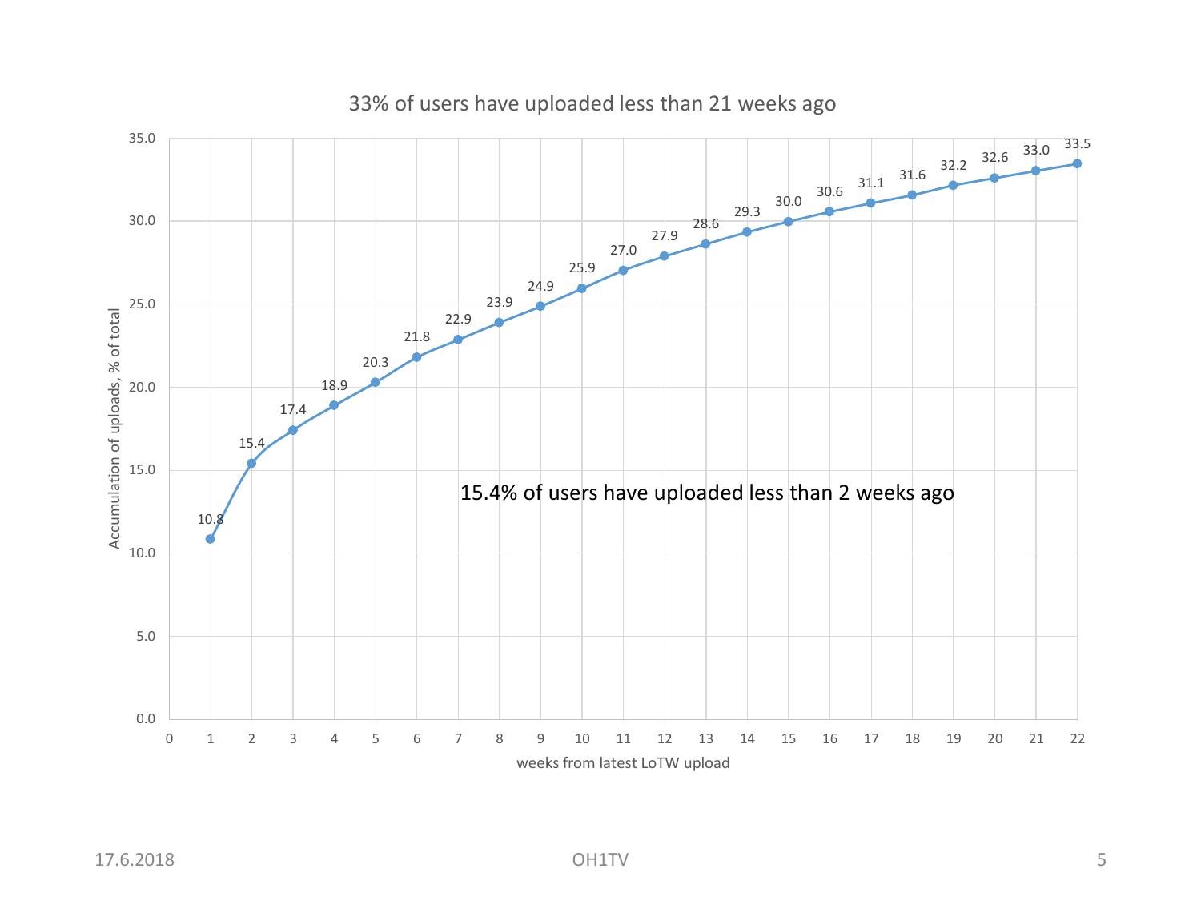## 33% of users have uploaded less than 21 weeks ago

| weeks from latest LoTW upload | Accumulation of uploads, % of total |
|---|---|
| 1 | 10.8 |
| 2 | 15.4 |
| 3 | 17.4 |
| 4 | 18.9 |
| 5 | 20.3 |
| 6 | 21.8 |
| 7 | 22.9 |
| 8 | 23.9 |
| 9 | 24.9 |
| 10 | 25.9 |
| 11 | 27.0 |
| 12 | 27.9 |
| 13 | 28.6 |
| 14 | 29.3 |
| 15 | 30.0 |
| 16 | 30.6 |
| 17 | 31.1 |
| 18 | 31.6 |
| 19 | 32.2 |
| 20 | 32.6 |
| 21 | 33.0 |
| 22 | 33.5 |

15.4% of users have uploaded less than 2 weeks ago

17.6.2018

OH1TV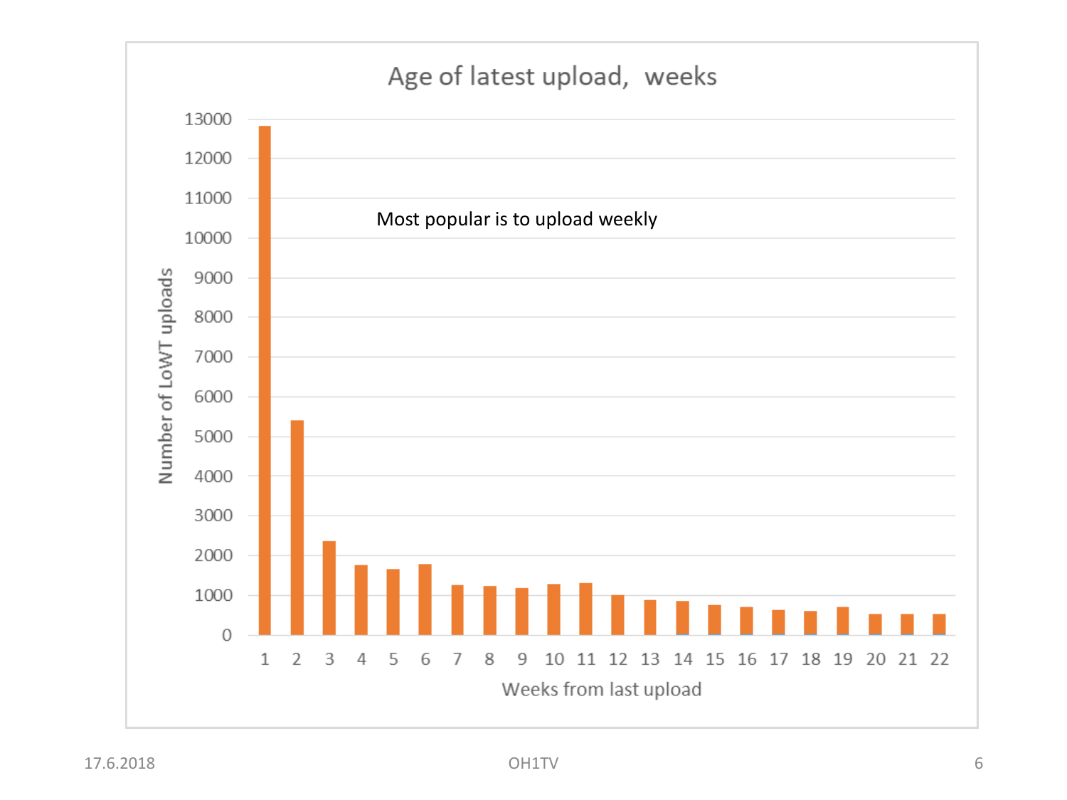## Age of latest upload, weeks

Most popular is to upload weekly

| Weeks from last upload | Number of LoWT uploads (approx.) |
|---|---|
| 1 | 12800 |
| 2 | 5400 |
| 3 | 2350 |
| 4 | 1750 |
| 5 | 1650 |
| 6 | 1780 |
| 7 | 1250 |
| 8 | 1230 |
| 9 | 1180 |
| 10 | 1280 |
| 11 | 1300 |
| 12 | 1000 |
| 13 | 880 |
| 14 | 850 |
| 15 | 750 |
| 16 | 700 |
| 17 | 630 |
| 18 | 600 |
| 19 | 700 |
| 20 | 530 |
| 21 | 520 |
| 22 | 520 |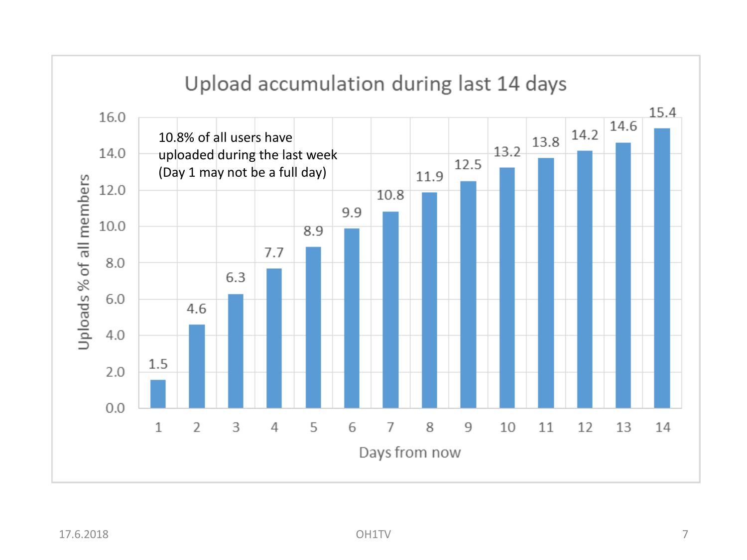## Upload accumulation during last 14 days

10.8% of all users have uploaded during the last week
(Day 1 may not be a full day)

| Days from now | Uploads % of all members |
|---|---|
| 1 | 1.5 |
| 2 | 4.6 |
| 3 | 6.3 |
| 4 | 7.7 |
| 5 | 8.9 |
| 6 | 9.9 |
| 7 | 10.8 |
| 8 | 11.9 |
| 9 | 12.5 |
| 10 | 13.2 |
| 11 | 13.8 |
| 12 | 14.2 |
| 13 | 14.6 |
| 14 | 15.4 |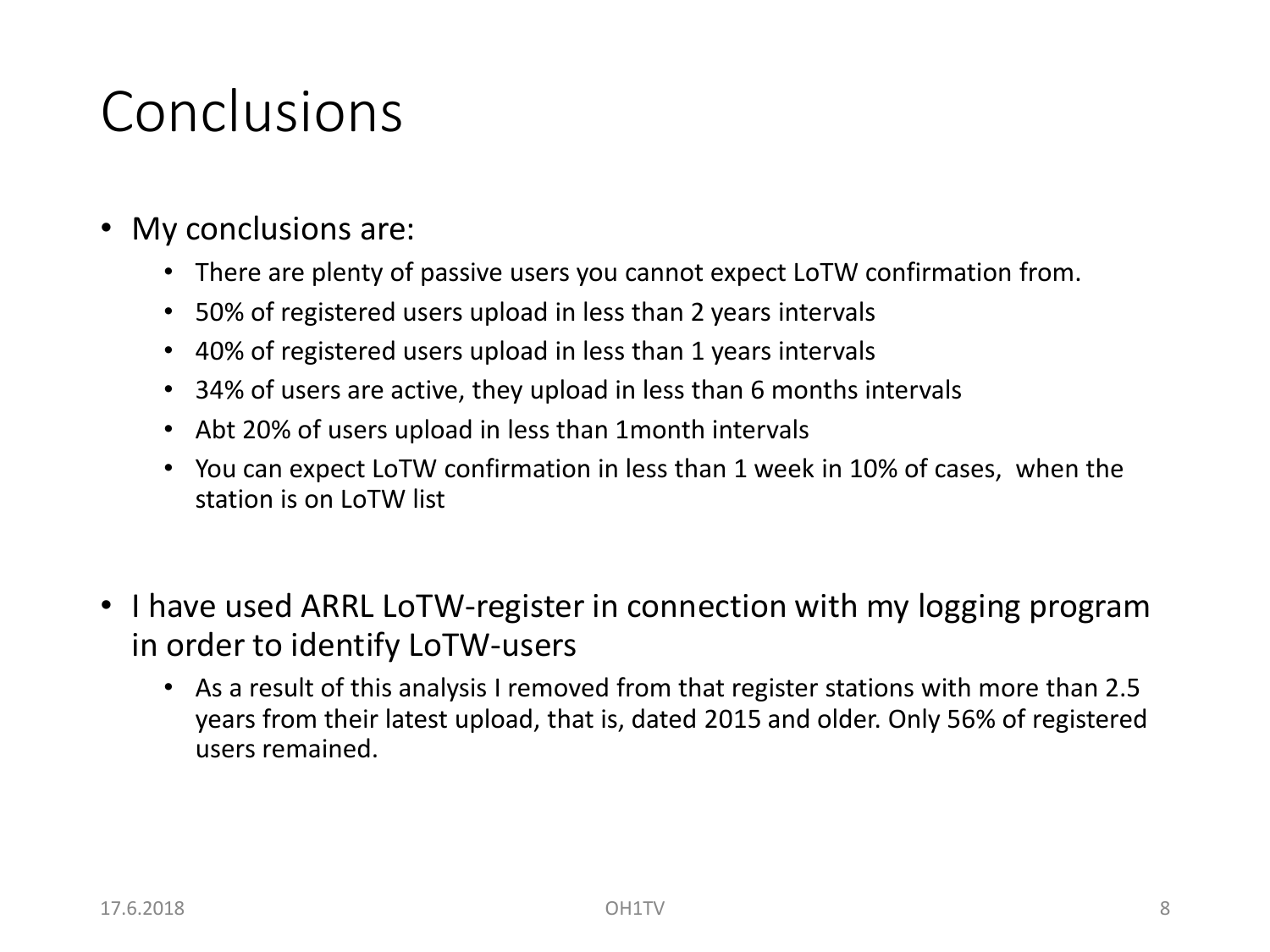# Conclusions

- My conclusions are:
  - There are plenty of passive users you cannot expect LoTW confirmation from.
  - 50% of registered users upload in less than 2 years intervals
  - 40% of registered users upload in less than 1 years intervals
  - 34% of users are active, they upload in less than 6 months intervals
  - Abt 20% of users upload in less than 1month intervals
  - You can expect LoTW confirmation in less than 1 week in 10% of cases, when the station is on LoTW list

- I have used ARRL LoTW-register in connection with my logging program in order to identify LoTW-users
  - As a result of this analysis I removed from that register stations with more than 2.5 years from their latest upload, that is, dated 2015 and older. Only 56% of registered users remained.